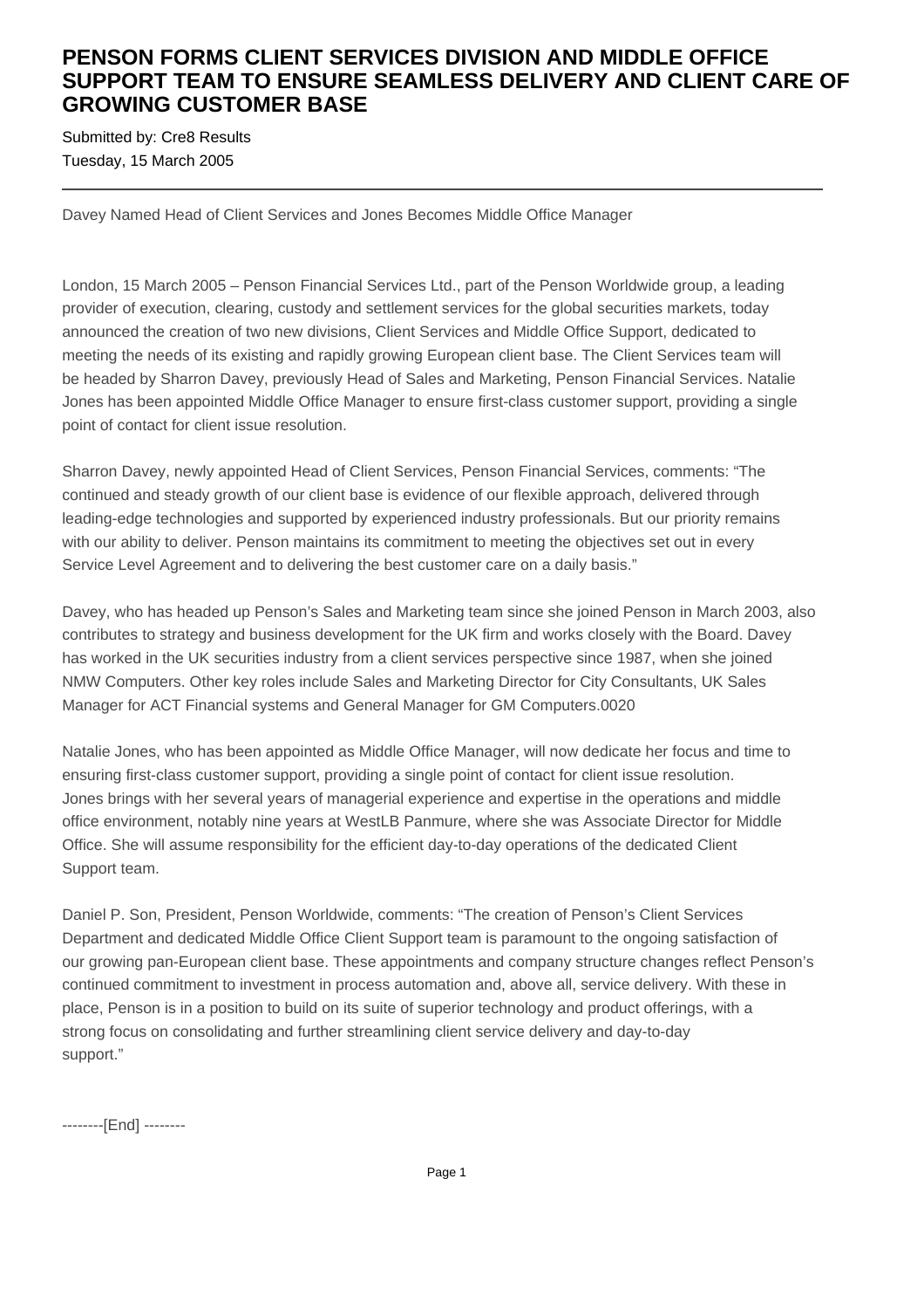# PENSON FORMS CLIENT SERVICES DIVISION AND MIDDLE OFFICE SUPPORT TEAM TO ENSURE SEAMLESS DELIVERY AND CLIENT CARE OF GROWING CUSTOMER BASE

Submitted by: Cre8 Results
Tuesday, 15 March 2005

---

Davey Named Head of Client Services and Jones Becomes Middle Office Manager

London, 15 March 2005 – Penson Financial Services Ltd., part of the Penson Worldwide group, a leading provider of execution, clearing, custody and settlement services for the global securities markets, today announced the creation of two new divisions, Client Services and Middle Office Support, dedicated to meeting the needs of its existing and rapidly growing European client base. The Client Services team will be headed by Sharron Davey, previously Head of Sales and Marketing, Penson Financial Services. Natalie Jones has been appointed Middle Office Manager to ensure first-class customer support, providing a single point of contact for client issue resolution.

Sharron Davey, newly appointed Head of Client Services, Penson Financial Services, comments: "The continued and steady growth of our client base is evidence of our flexible approach, delivered through leading-edge technologies and supported by experienced industry professionals. But our priority remains with our ability to deliver. Penson maintains its commitment to meeting the objectives set out in every Service Level Agreement and to delivering the best customer care on a daily basis."

Davey, who has headed up Penson's Sales and Marketing team since she joined Penson in March 2003, also contributes to strategy and business development for the UK firm and works closely with the Board. Davey has worked in the UK securities industry from a client services perspective since 1987, when she joined NMW Computers. Other key roles include Sales and Marketing Director for City Consultants, UK Sales Manager for ACT Financial systems and General Manager for GM Computers.0020

Natalie Jones, who has been appointed as Middle Office Manager, will now dedicate her focus and time to ensuring first-class customer support, providing a single point of contact for client issue resolution. Jones brings with her several years of managerial experience and expertise in the operations and middle office environment, notably nine years at WestLB Panmure, where she was Associate Director for Middle Office. She will assume responsibility for the efficient day-to-day operations of the dedicated Client Support team.

Daniel P. Son, President, Penson Worldwide, comments: "The creation of Penson's Client Services Department and dedicated Middle Office Client Support team is paramount to the ongoing satisfaction of our growing pan-European client base. These appointments and company structure changes reflect Penson's continued commitment to investment in process automation and, above all, service delivery. With these in place, Penson is in a position to build on its suite of superior technology and product offerings, with a strong focus on consolidating and further streamlining client service delivery and day-to-day support."

--------[End] --------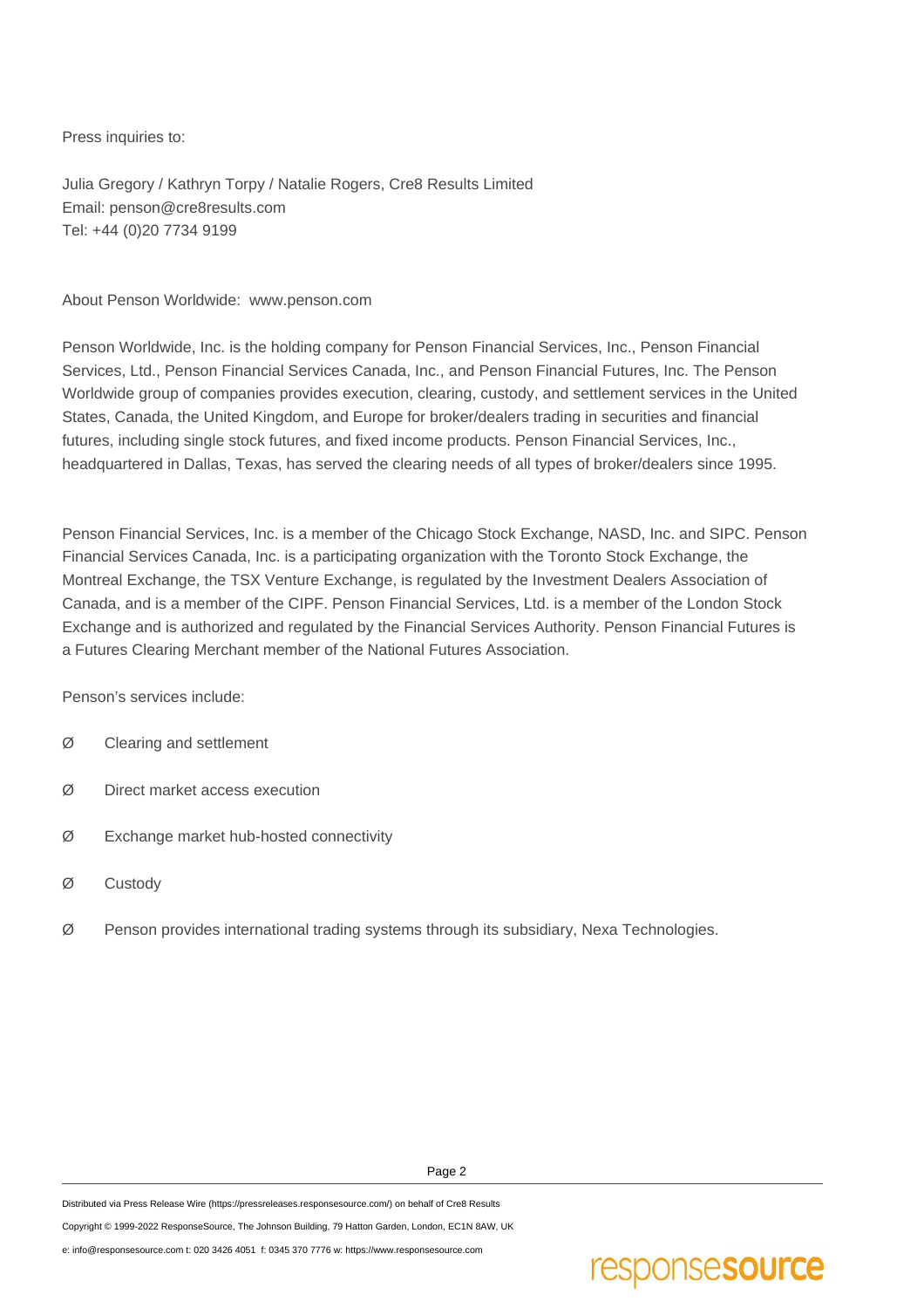Press inquiries to:

Julia Gregory / Kathryn Torpy / Natalie Rogers, Cre8 Results Limited
Email: penson@cre8results.com
Tel: +44 (0)20 7734 9199

About Penson Worldwide: www.penson.com

Penson Worldwide, Inc. is the holding company for Penson Financial Services, Inc., Penson Financial Services, Ltd., Penson Financial Services Canada, Inc., and Penson Financial Futures, Inc. The Penson Worldwide group of companies provides execution, clearing, custody, and settlement services in the United States, Canada, the United Kingdom, and Europe for broker/dealers trading in securities and financial futures, including single stock futures, and fixed income products. Penson Financial Services, Inc., headquartered in Dallas, Texas, has served the clearing needs of all types of broker/dealers since 1995.

Penson Financial Services, Inc. is a member of the Chicago Stock Exchange, NASD, Inc. and SIPC. Penson Financial Services Canada, Inc. is a participating organization with the Toronto Stock Exchange, the Montreal Exchange, the TSX Venture Exchange, is regulated by the Investment Dealers Association of Canada, and is a member of the CIPF. Penson Financial Services, Ltd. is a member of the London Stock Exchange and is authorized and regulated by the Financial Services Authority. Penson Financial Futures is a Futures Clearing Merchant member of the National Futures Association.

Penson's services include:

- Clearing and settlement
- Direct market access execution
- Exchange market hub-hosted connectivity
- Custody
- Penson provides international trading systems through its subsidiary, Nexa Technologies.